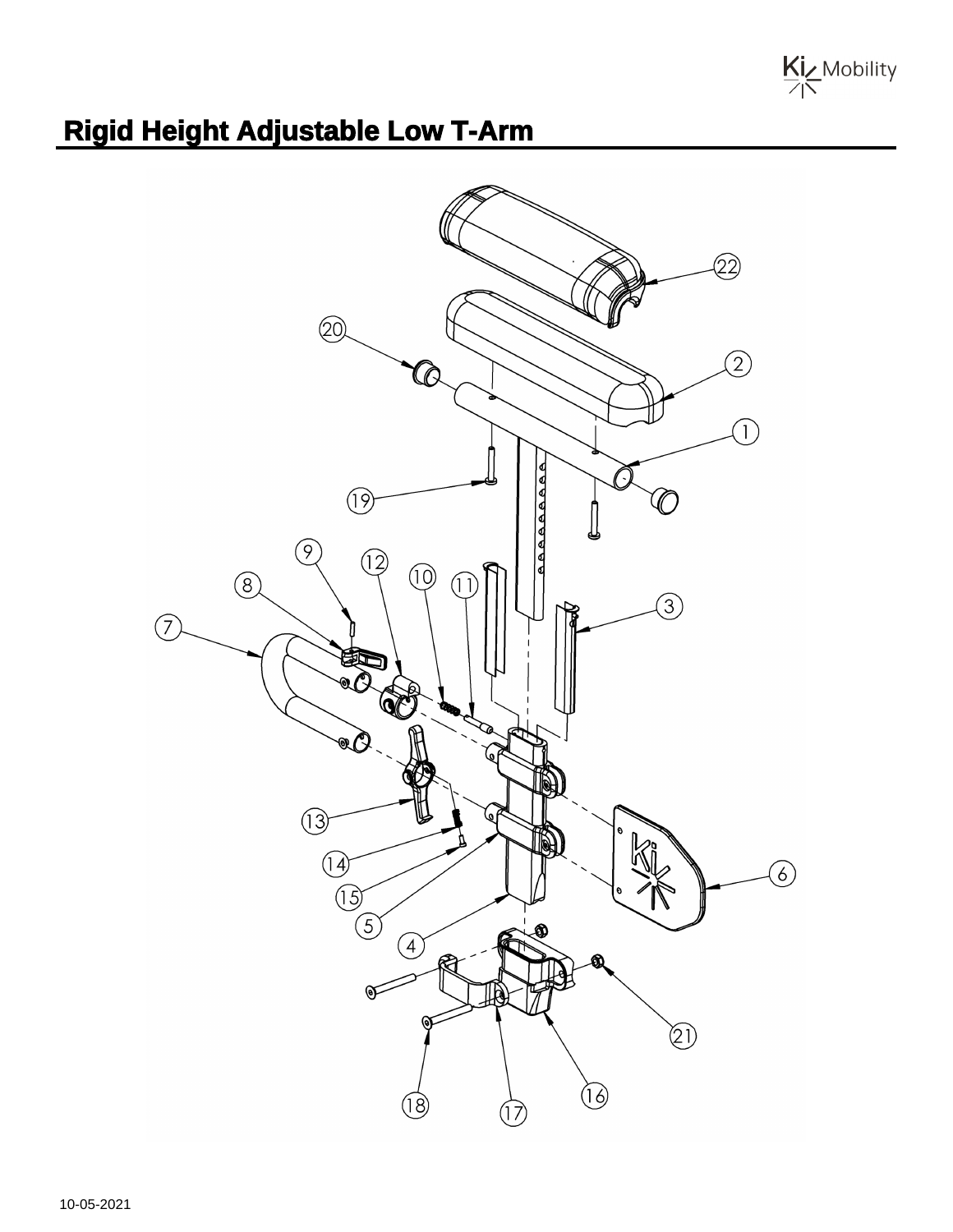# Rigid Height Adjustable Low T-Arm

10-05-2021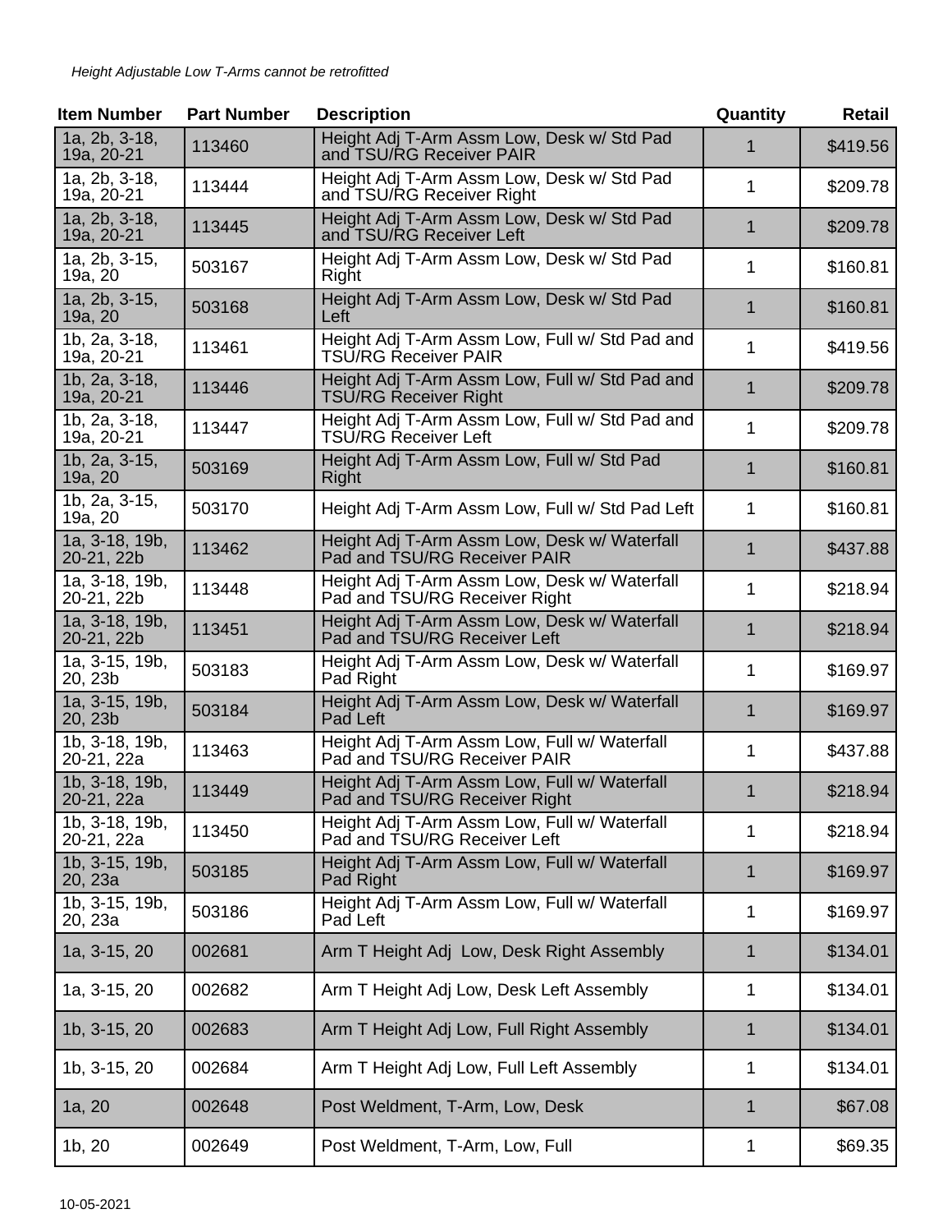*Height Adjustable Low T-Arms cannot be retrofitted*

| Item Number | Part Number | Description | Quantity | Retail |
|---|---|---|---|---|
| 1a, 2b, 3-18, 19a, 20-21 | 113460 | Height Adj T-Arm Assm Low, Desk w/ Std Pad and TSU/RG Receiver PAIR | 1 | $419.56 |
| 1a, 2b, 3-18, 19a, 20-21 | 113444 | Height Adj T-Arm Assm Low, Desk w/ Std Pad and TSU/RG Receiver Right | 1 | $209.78 |
| 1a, 2b, 3-18, 19a, 20-21 | 113445 | Height Adj T-Arm Assm Low, Desk w/ Std Pad and TSU/RG Receiver Left | 1 | $209.78 |
| 1a, 2b, 3-15, 19a, 20 | 503167 | Height Adj T-Arm Assm Low, Desk w/ Std Pad Right | 1 | $160.81 |
| 1a, 2b, 3-15, 19a, 20 | 503168 | Height Adj T-Arm Assm Low, Desk w/ Std Pad Left | 1 | $160.81 |
| 1b, 2a, 3-18, 19a, 20-21 | 113461 | Height Adj T-Arm Assm Low, Full w/ Std Pad and TSU/RG Receiver PAIR | 1 | $419.56 |
| 1b, 2a, 3-18, 19a, 20-21 | 113446 | Height Adj T-Arm Assm Low, Full w/ Std Pad and TSU/RG Receiver Right | 1 | $209.78 |
| 1b, 2a, 3-18, 19a, 20-21 | 113447 | Height Adj T-Arm Assm Low, Full w/ Std Pad and TSU/RG Receiver Left | 1 | $209.78 |
| 1b, 2a, 3-15, 19a, 20 | 503169 | Height Adj T-Arm Assm Low, Full w/ Std Pad Right | 1 | $160.81 |
| 1b, 2a, 3-15, 19a, 20 | 503170 | Height Adj T-Arm Assm Low, Full w/ Std Pad Left | 1 | $160.81 |
| 1a, 3-18, 19b, 20-21, 22b | 113462 | Height Adj T-Arm Assm Low, Desk w/ Waterfall Pad and TSU/RG Receiver PAIR | 1 | $437.88 |
| 1a, 3-18, 19b, 20-21, 22b | 113448 | Height Adj T-Arm Assm Low, Desk w/ Waterfall Pad and TSU/RG Receiver Right | 1 | $218.94 |
| 1a, 3-18, 19b, 20-21, 22b | 113451 | Height Adj T-Arm Assm Low, Desk w/ Waterfall Pad and TSU/RG Receiver Left | 1 | $218.94 |
| 1a, 3-15, 19b, 20, 23b | 503183 | Height Adj T-Arm Assm Low, Desk w/ Waterfall Pad Right | 1 | $169.97 |
| 1a, 3-15, 19b, 20, 23b | 503184 | Height Adj T-Arm Assm Low, Desk w/ Waterfall Pad Left | 1 | $169.97 |
| 1b, 3-18, 19b, 20-21, 22a | 113463 | Height Adj T-Arm Assm Low, Full w/ Waterfall Pad and TSU/RG Receiver PAIR | 1 | $437.88 |
| 1b, 3-18, 19b, 20-21, 22a | 113449 | Height Adj T-Arm Assm Low, Full w/ Waterfall Pad and TSU/RG Receiver Right | 1 | $218.94 |
| 1b, 3-18, 19b, 20-21, 22a | 113450 | Height Adj T-Arm Assm Low, Full w/ Waterfall Pad and TSU/RG Receiver Left | 1 | $218.94 |
| 1b, 3-15, 19b, 20, 23a | 503185 | Height Adj T-Arm Assm Low, Full w/ Waterfall Pad Right | 1 | $169.97 |
| 1b, 3-15, 19b, 20, 23a | 503186 | Height Adj T-Arm Assm Low, Full w/ Waterfall Pad Left | 1 | $169.97 |
| 1a, 3-15, 20 | 002681 | Arm T Height Adj Low, Desk Right Assembly | 1 | $134.01 |
| 1a, 3-15, 20 | 002682 | Arm T Height Adj Low, Desk Left Assembly | 1 | $134.01 |
| 1b, 3-15, 20 | 002683 | Arm T Height Adj Low, Full Right Assembly | 1 | $134.01 |
| 1b, 3-15, 20 | 002684 | Arm T Height Adj Low, Full Left Assembly | 1 | $134.01 |
| 1a, 20 | 002648 | Post Weldment, T-Arm, Low, Desk | 1 | $67.08 |
| 1b, 20 | 002649 | Post Weldment, T-Arm, Low, Full | 1 | $69.35 |

10-05-2021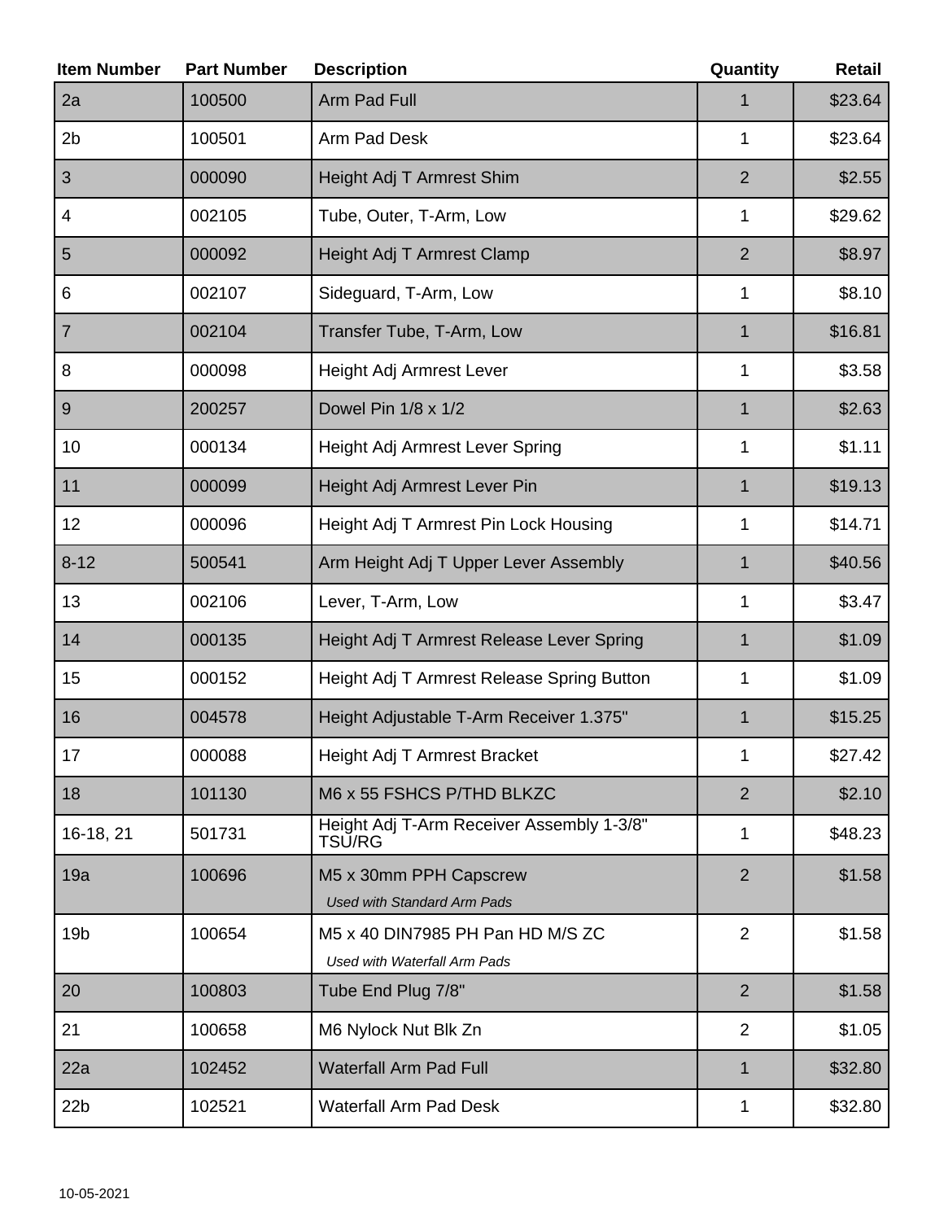| Item Number | Part Number | Description | Quantity | Retail |
|---|---|---|---|---|
| 2a | 100500 | Arm Pad Full | 1 | $23.64 |
| 2b | 100501 | Arm Pad Desk | 1 | $23.64 |
| 3 | 000090 | Height Adj T Armrest Shim | 2 | $2.55 |
| 4 | 002105 | Tube, Outer, T-Arm, Low | 1 | $29.62 |
| 5 | 000092 | Height Adj T Armrest Clamp | 2 | $8.97 |
| 6 | 002107 | Sideguard, T-Arm, Low | 1 | $8.10 |
| 7 | 002104 | Transfer Tube, T-Arm, Low | 1 | $16.81 |
| 8 | 000098 | Height Adj Armrest Lever | 1 | $3.58 |
| 9 | 200257 | Dowel Pin 1/8 x 1/2 | 1 | $2.63 |
| 10 | 000134 | Height Adj Armrest Lever Spring | 1 | $1.11 |
| 11 | 000099 | Height Adj Armrest Lever Pin | 1 | $19.13 |
| 12 | 000096 | Height Adj T Armrest Pin Lock Housing | 1 | $14.71 |
| 8-12 | 500541 | Arm Height Adj T Upper Lever Assembly | 1 | $40.56 |
| 13 | 002106 | Lever, T-Arm, Low | 1 | $3.47 |
| 14 | 000135 | Height Adj T Armrest Release Lever Spring | 1 | $1.09 |
| 15 | 000152 | Height Adj T Armrest Release Spring Button | 1 | $1.09 |
| 16 | 004578 | Height Adjustable T-Arm Receiver 1.375" | 1 | $15.25 |
| 17 | 000088 | Height Adj T Armrest Bracket | 1 | $27.42 |
| 18 | 101130 | M6 x 55 FSHCS P/THD BLKZC | 2 | $2.10 |
| 16-18, 21 | 501731 | Height Adj T-Arm Receiver Assembly 1-3/8" TSU/RG | 1 | $48.23 |
| 19a | 100696 | M5 x 30mm PPH Capscrew<br>*Used with Standard Arm Pads* | 2 | $1.58 |
| 19b | 100654 | M5 x 40 DIN7985 PH Pan HD M/S ZC<br>*Used with Waterfall Arm Pads* | 2 | $1.58 |
| 20 | 100803 | Tube End Plug 7/8" | 2 | $1.58 |
| 21 | 100658 | M6 Nylock Nut Blk Zn | 2 | $1.05 |
| 22a | 102452 | Waterfall Arm Pad Full | 1 | $32.80 |
| 22b | 102521 | Waterfall Arm Pad Desk | 1 | $32.80 |

10-05-2021